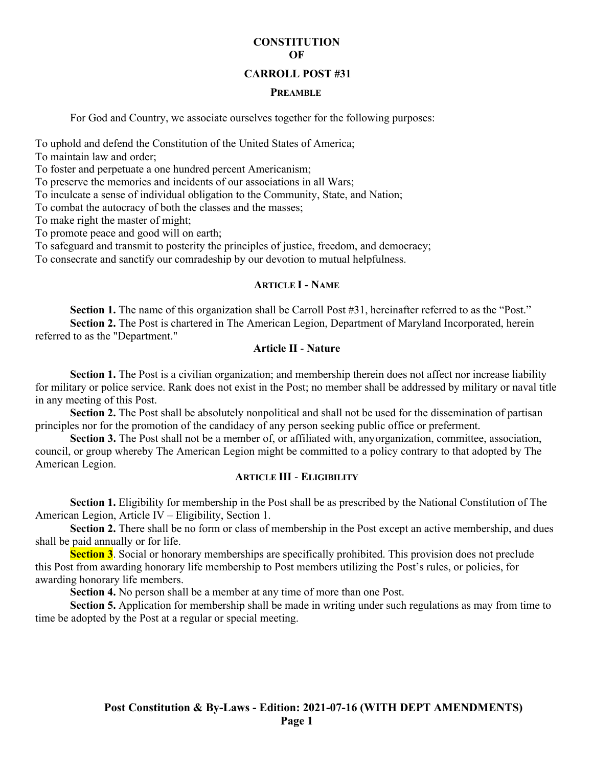# CONSTITUTION OF CARROLL POST #31

## PREAMBLE

For God and Country, we associate ourselves together for the following purposes:

To uphold and defend the Constitution of the United States of America;
To maintain law and order;
To foster and perpetuate a one hundred percent Americanism;
To preserve the memories and incidents of our associations in all Wars;
To inculcate a sense of individual obligation to the Community, State, and Nation;
To combat the autocracy of both the classes and the masses;
To make right the master of might;
To promote peace and good will on earth;
To safeguard and transmit to posterity the principles of justice, freedom, and democracy;
To consecrate and sanctify our comradeship by our devotion to mutual helpfulness.

## ARTICLE I - NAME

**Section 1.** The name of this organization shall be Carroll Post #31, hereinafter referred to as the "Post."

**Section 2.** The Post is chartered in The American Legion, Department of Maryland Incorporated, herein referred to as the "Department."

## Article II - Nature

**Section 1.** The Post is a civilian organization; and membership therein does not affect nor increase liability for military or police service. Rank does not exist in the Post; no member shall be addressed by military or naval title in any meeting of this Post.

**Section 2.** The Post shall be absolutely nonpolitical and shall not be used for the dissemination of partisan principles nor for the promotion of the candidacy of any person seeking public office or preferment.

**Section 3.** The Post shall not be a member of, or affiliated with, anyorganization, committee, association, council, or group whereby The American Legion might be committed to a policy contrary to that adopted by The American Legion.

## ARTICLE III - ELIGIBILITY

**Section 1.** Eligibility for membership in the Post shall be as prescribed by the National Constitution of The American Legion, Article IV – Eligibility, Section 1.

**Section 2.** There shall be no form or class of membership in the Post except an active membership, and dues shall be paid annually or for life.

**Section 3**. Social or honorary memberships are specifically prohibited. This provision does not preclude this Post from awarding honorary life membership to Post members utilizing the Post's rules, or policies, for awarding honorary life members.

**Section 4.** No person shall be a member at any time of more than one Post.

**Section 5.** Application for membership shall be made in writing under such regulations as may from time to time be adopted by the Post at a regular or special meeting.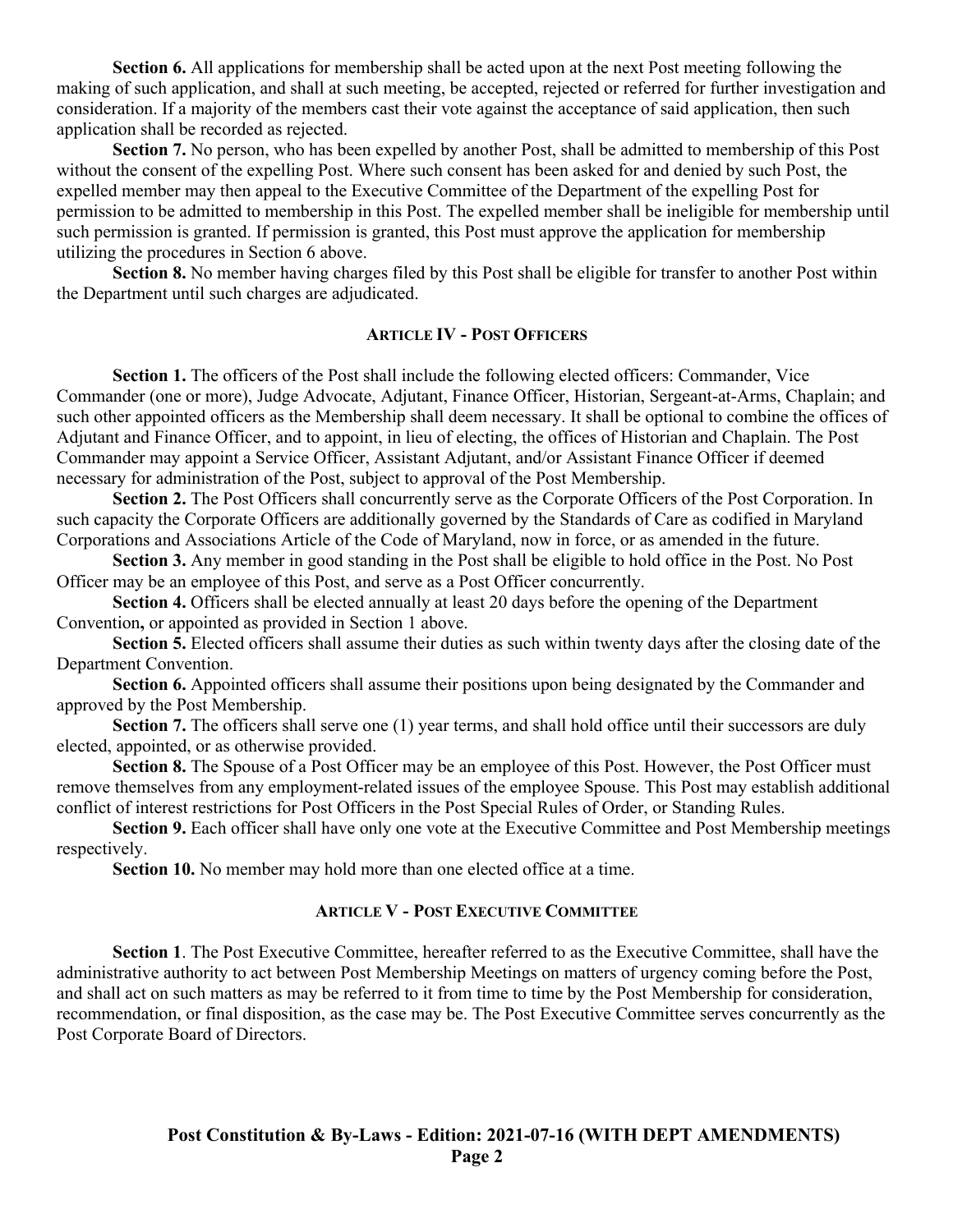**Section 6.** All applications for membership shall be acted upon at the next Post meeting following the making of such application, and shall at such meeting, be accepted, rejected or referred for further investigation and consideration. If a majority of the members cast their vote against the acceptance of said application, then such application shall be recorded as rejected.

**Section 7.** No person, who has been expelled by another Post, shall be admitted to membership of this Post without the consent of the expelling Post. Where such consent has been asked for and denied by such Post, the expelled member may then appeal to the Executive Committee of the Department of the expelling Post for permission to be admitted to membership in this Post. The expelled member shall be ineligible for membership until such permission is granted. If permission is granted, this Post must approve the application for membership utilizing the procedures in Section 6 above.

**Section 8.** No member having charges filed by this Post shall be eligible for transfer to another Post within the Department until such charges are adjudicated.

## ARTICLE IV - POST OFFICERS

**Section 1.** The officers of the Post shall include the following elected officers: Commander, Vice Commander (one or more), Judge Advocate, Adjutant, Finance Officer, Historian, Sergeant-at-Arms, Chaplain; and such other appointed officers as the Membership shall deem necessary. It shall be optional to combine the offices of Adjutant and Finance Officer, and to appoint, in lieu of electing, the offices of Historian and Chaplain. The Post Commander may appoint a Service Officer, Assistant Adjutant, and/or Assistant Finance Officer if deemed necessary for administration of the Post, subject to approval of the Post Membership.

**Section 2.** The Post Officers shall concurrently serve as the Corporate Officers of the Post Corporation. In such capacity the Corporate Officers are additionally governed by the Standards of Care as codified in Maryland Corporations and Associations Article of the Code of Maryland, now in force, or as amended in the future.

**Section 3.** Any member in good standing in the Post shall be eligible to hold office in the Post. No Post Officer may be an employee of this Post, and serve as a Post Officer concurrently.

**Section 4.** Officers shall be elected annually at least 20 days before the opening of the Department Convention**,** or appointed as provided in Section 1 above.

**Section 5.** Elected officers shall assume their duties as such within twenty days after the closing date of the Department Convention.

**Section 6.** Appointed officers shall assume their positions upon being designated by the Commander and approved by the Post Membership.

**Section 7.** The officers shall serve one (1) year terms, and shall hold office until their successors are duly elected, appointed, or as otherwise provided.

**Section 8.** The Spouse of a Post Officer may be an employee of this Post. However, the Post Officer must remove themselves from any employment-related issues of the employee Spouse. This Post may establish additional conflict of interest restrictions for Post Officers in the Post Special Rules of Order, or Standing Rules.

**Section 9.** Each officer shall have only one vote at the Executive Committee and Post Membership meetings respectively.

**Section 10.** No member may hold more than one elected office at a time.

## ARTICLE V - POST EXECUTIVE COMMITTEE

**Section 1**. The Post Executive Committee, hereafter referred to as the Executive Committee, shall have the administrative authority to act between Post Membership Meetings on matters of urgency coming before the Post, and shall act on such matters as may be referred to it from time to time by the Post Membership for consideration, recommendation, or final disposition, as the case may be. The Post Executive Committee serves concurrently as the Post Corporate Board of Directors.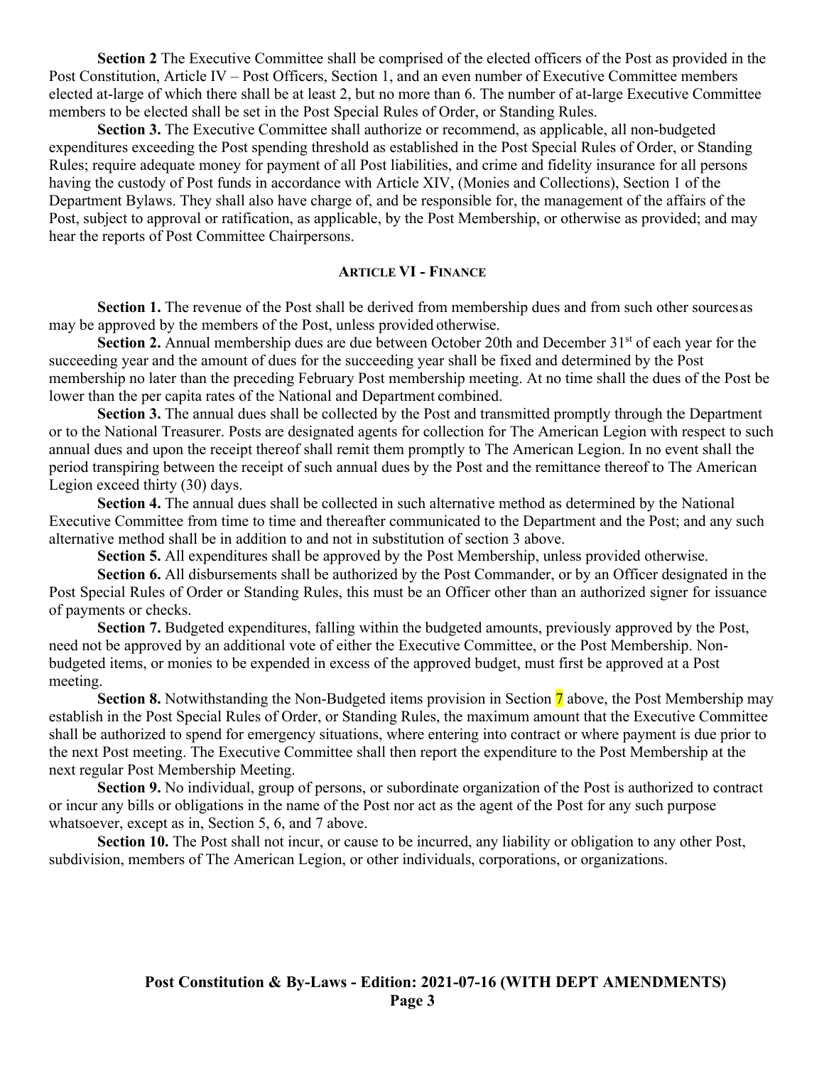**Section 2** The Executive Committee shall be comprised of the elected officers of the Post as provided in the Post Constitution, Article IV – Post Officers, Section 1, and an even number of Executive Committee members elected at-large of which there shall be at least 2, but no more than 6. The number of at-large Executive Committee members to be elected shall be set in the Post Special Rules of Order, or Standing Rules.

**Section 3.** The Executive Committee shall authorize or recommend, as applicable, all non-budgeted expenditures exceeding the Post spending threshold as established in the Post Special Rules of Order, or Standing Rules; require adequate money for payment of all Post liabilities, and crime and fidelity insurance for all persons having the custody of Post funds in accordance with Article XIV, (Monies and Collections), Section 1 of the Department Bylaws. They shall also have charge of, and be responsible for, the management of the affairs of the Post, subject to approval or ratification, as applicable, by the Post Membership, or otherwise as provided; and may hear the reports of Post Committee Chairpersons.

## ARTICLE VI - FINANCE

**Section 1.** The revenue of the Post shall be derived from membership dues and from such other sources as may be approved by the members of the Post, unless provided otherwise.

**Section 2.** Annual membership dues are due between October 20th and December 31st of each year for the succeeding year and the amount of dues for the succeeding year shall be fixed and determined by the Post membership no later than the preceding February Post membership meeting. At no time shall the dues of the Post be lower than the per capita rates of the National and Department combined.

**Section 3.** The annual dues shall be collected by the Post and transmitted promptly through the Department or to the National Treasurer. Posts are designated agents for collection for The American Legion with respect to such annual dues and upon the receipt thereof shall remit them promptly to The American Legion. In no event shall the period transpiring between the receipt of such annual dues by the Post and the remittance thereof to The American Legion exceed thirty (30) days.

**Section 4.** The annual dues shall be collected in such alternative method as determined by the National Executive Committee from time to time and thereafter communicated to the Department and the Post; and any such alternative method shall be in addition to and not in substitution of section 3 above.

**Section 5.** All expenditures shall be approved by the Post Membership, unless provided otherwise.

**Section 6.** All disbursements shall be authorized by the Post Commander, or by an Officer designated in the Post Special Rules of Order or Standing Rules, this must be an Officer other than an authorized signer for issuance of payments or checks.

**Section 7.** Budgeted expenditures, falling within the budgeted amounts, previously approved by the Post, need not be approved by an additional vote of either the Executive Committee, or the Post Membership. Non-budgeted items, or monies to be expended in excess of the approved budget, must first be approved at a Post meeting.

**Section 8.** Notwithstanding the Non-Budgeted items provision in Section 7 above, the Post Membership may establish in the Post Special Rules of Order, or Standing Rules, the maximum amount that the Executive Committee shall be authorized to spend for emergency situations, where entering into contract or where payment is due prior to the next Post meeting. The Executive Committee shall then report the expenditure to the Post Membership at the next regular Post Membership Meeting.

**Section 9.** No individual, group of persons, or subordinate organization of the Post is authorized to contract or incur any bills or obligations in the name of the Post nor act as the agent of the Post for any such purpose whatsoever, except as in, Section 5, 6, and 7 above.

**Section 10.** The Post shall not incur, or cause to be incurred, any liability or obligation to any other Post, subdivision, members of The American Legion, or other individuals, corporations, or organizations.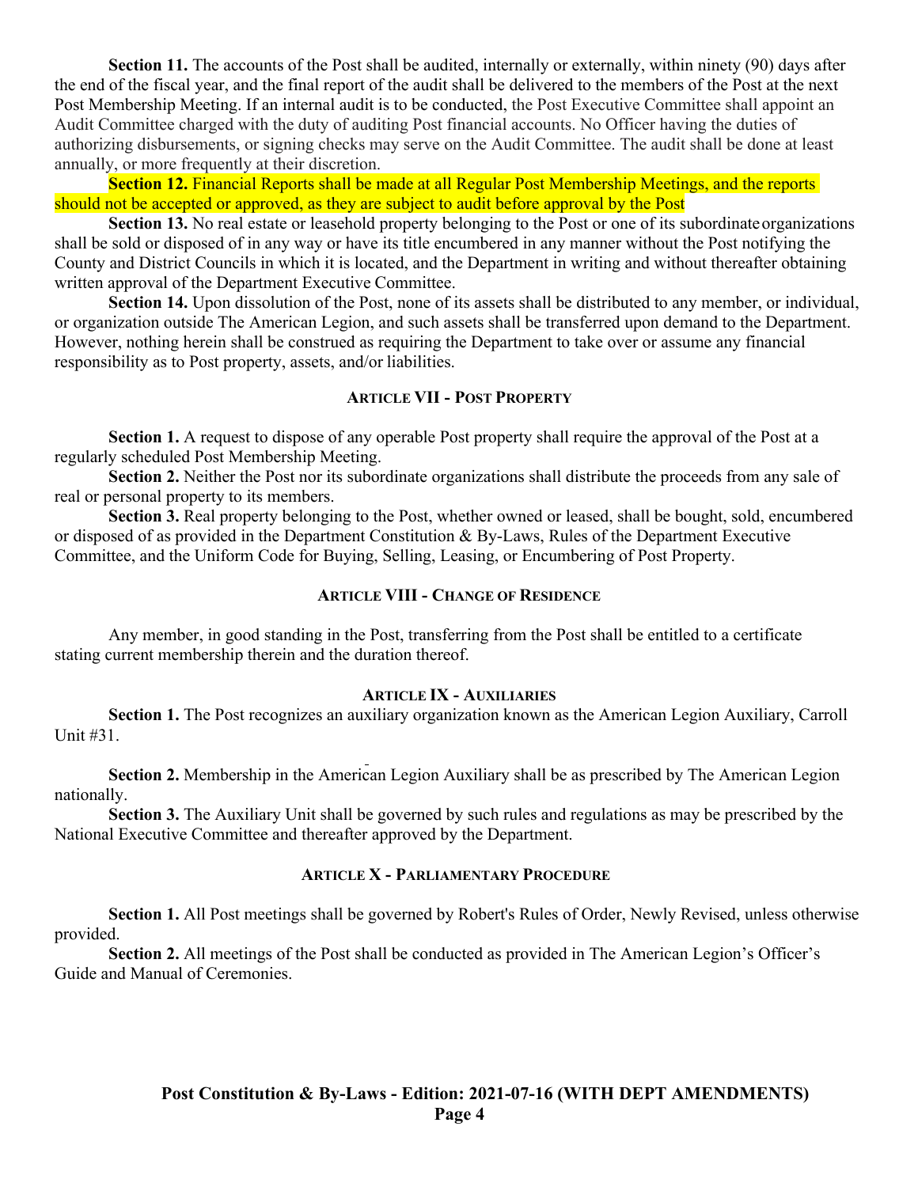**Section 11.** The accounts of the Post shall be audited, internally or externally, within ninety (90) days after the end of the fiscal year, and the final report of the audit shall be delivered to the members of the Post at the next Post Membership Meeting. If an internal audit is to be conducted, the Post Executive Committee shall appoint an Audit Committee charged with the duty of auditing Post financial accounts. No Officer having the duties of authorizing disbursements, or signing checks may serve on the Audit Committee. The audit shall be done at least annually, or more frequently at their discretion.

**Section 12.** Financial Reports shall be made at all Regular Post Membership Meetings, and the reports should not be accepted or approved, as they are subject to audit before approval by the Post

**Section 13.** No real estate or leasehold property belonging to the Post or one of its subordinate organizations shall be sold or disposed of in any way or have its title encumbered in any manner without the Post notifying the County and District Councils in which it is located, and the Department in writing and without thereafter obtaining written approval of the Department Executive Committee.

**Section 14.** Upon dissolution of the Post, none of its assets shall be distributed to any member, or individual, or organization outside The American Legion, and such assets shall be transferred upon demand to the Department. However, nothing herein shall be construed as requiring the Department to take over or assume any financial responsibility as to Post property, assets, and/or liabilities.

## ARTICLE VII - POST PROPERTY

**Section 1.** A request to dispose of any operable Post property shall require the approval of the Post at a regularly scheduled Post Membership Meeting.

**Section 2.** Neither the Post nor its subordinate organizations shall distribute the proceeds from any sale of real or personal property to its members.

**Section 3.** Real property belonging to the Post, whether owned or leased, shall be bought, sold, encumbered or disposed of as provided in the Department Constitution & By-Laws, Rules of the Department Executive Committee, and the Uniform Code for Buying, Selling, Leasing, or Encumbering of Post Property.

## ARTICLE VIII - CHANGE OF RESIDENCE

Any member, in good standing in the Post, transferring from the Post shall be entitled to a certificate stating current membership therein and the duration thereof.

## ARTICLE IX - AUXILIARIES

**Section 1.** The Post recognizes an auxiliary organization known as the American Legion Auxiliary, Carroll Unit #31.

**Section 2.** Membership in the American Legion Auxiliary shall be as prescribed by The American Legion nationally.

**Section 3.** The Auxiliary Unit shall be governed by such rules and regulations as may be prescribed by the National Executive Committee and thereafter approved by the Department.

## ARTICLE X - PARLIAMENTARY PROCEDURE

**Section 1.** All Post meetings shall be governed by Robert's Rules of Order, Newly Revised, unless otherwise provided.

**Section 2.** All meetings of the Post shall be conducted as provided in The American Legion's Officer's Guide and Manual of Ceremonies.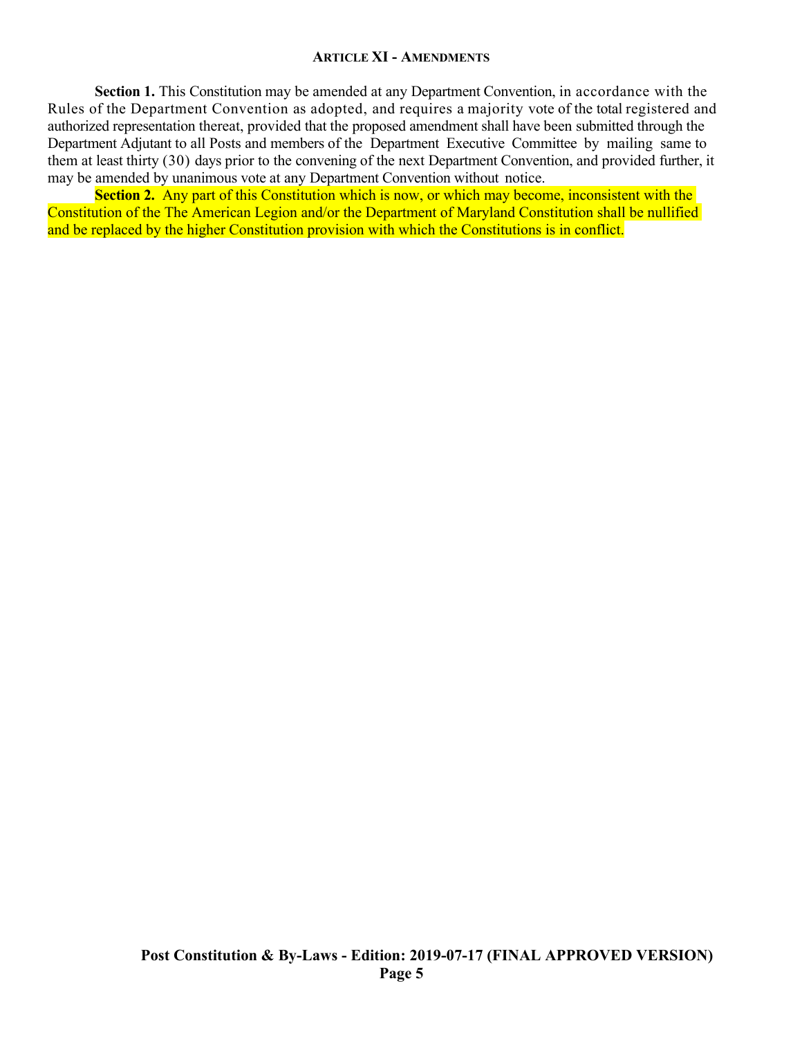## ARTICLE XI - AMENDMENTS

**Section 1.** This Constitution may be amended at any Department Convention, in accordance with the Rules of the Department Convention as adopted, and requires a majority vote of the total registered and authorized representation thereat, provided that the proposed amendment shall have been submitted through the Department Adjutant to all Posts and members of the Department Executive Committee by mailing same to them at least thirty (30) days prior to the convening of the next Department Convention, and provided further, it may be amended by unanimous vote at any Department Convention without notice.

**Section 2.** Any part of this Constitution which is now, or which may become, inconsistent with the Constitution of the The American Legion and/or the Department of Maryland Constitution shall be nullified and be replaced by the higher Constitution provision with which the Constitutions is in conflict.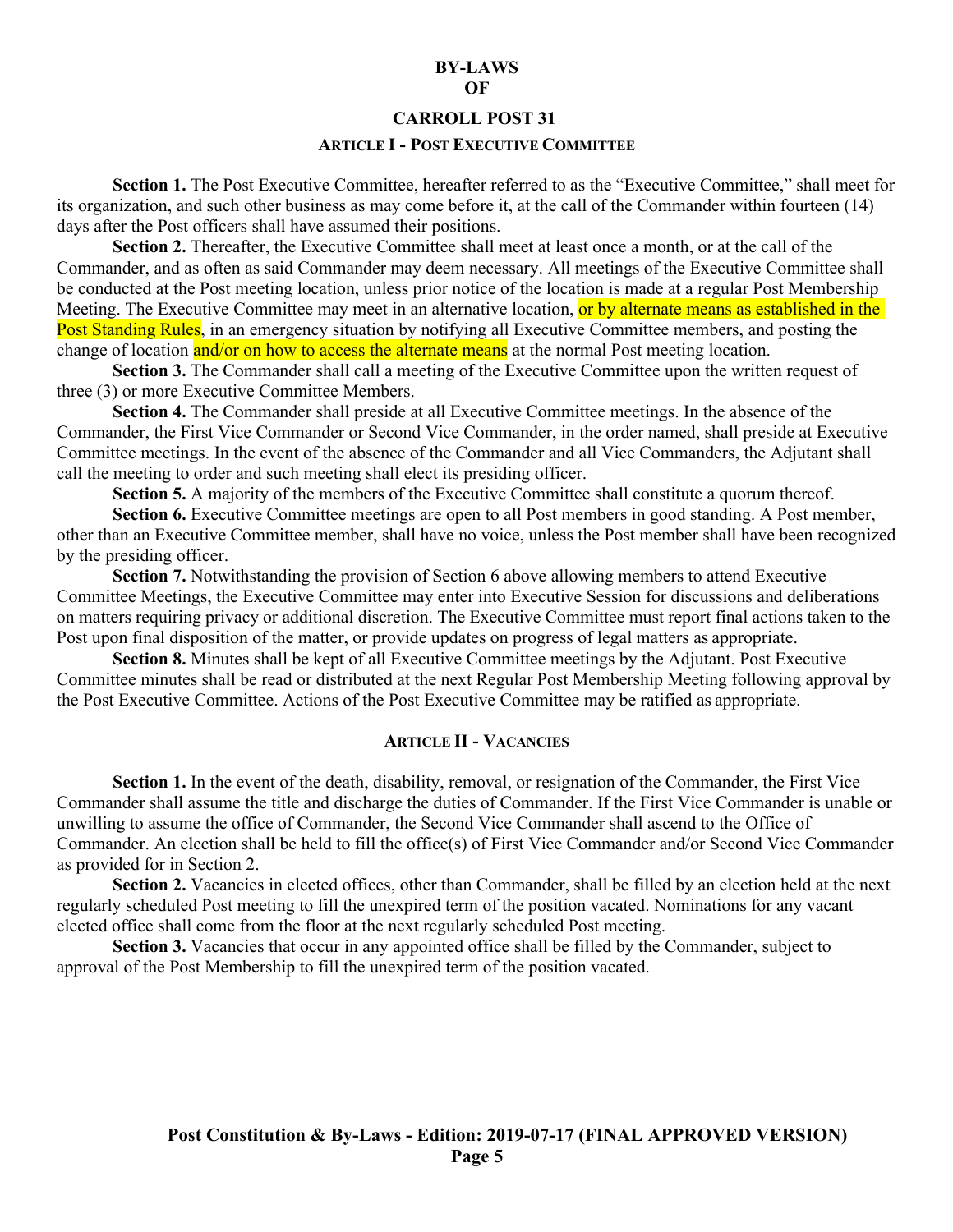# BY-LAWS OF CARROLL POST 31

## ARTICLE I - POST EXECUTIVE COMMITTEE

**Section 1.** The Post Executive Committee, hereafter referred to as the "Executive Committee," shall meet for its organization, and such other business as may come before it, at the call of the Commander within fourteen (14) days after the Post officers shall have assumed their positions.

**Section 2.** Thereafter, the Executive Committee shall meet at least once a month, or at the call of the Commander, and as often as said Commander may deem necessary. All meetings of the Executive Committee shall be conducted at the Post meeting location, unless prior notice of the location is made at a regular Post Membership Meeting. The Executive Committee may meet in an alternative location, or by alternate means as established in the Post Standing Rules, in an emergency situation by notifying all Executive Committee members, and posting the change of location and/or on how to access the alternate means at the normal Post meeting location.

**Section 3.** The Commander shall call a meeting of the Executive Committee upon the written request of three (3) or more Executive Committee Members.

**Section 4.** The Commander shall preside at all Executive Committee meetings. In the absence of the Commander, the First Vice Commander or Second Vice Commander, in the order named, shall preside at Executive Committee meetings. In the event of the absence of the Commander and all Vice Commanders, the Adjutant shall call the meeting to order and such meeting shall elect its presiding officer.

**Section 5.** A majority of the members of the Executive Committee shall constitute a quorum thereof.

**Section 6.** Executive Committee meetings are open to all Post members in good standing. A Post member, other than an Executive Committee member, shall have no voice, unless the Post member shall have been recognized by the presiding officer.

**Section 7.** Notwithstanding the provision of Section 6 above allowing members to attend Executive Committee Meetings, the Executive Committee may enter into Executive Session for discussions and deliberations on matters requiring privacy or additional discretion. The Executive Committee must report final actions taken to the Post upon final disposition of the matter, or provide updates on progress of legal matters as appropriate.

**Section 8.** Minutes shall be kept of all Executive Committee meetings by the Adjutant. Post Executive Committee minutes shall be read or distributed at the next Regular Post Membership Meeting following approval by the Post Executive Committee. Actions of the Post Executive Committee may be ratified as appropriate.

## ARTICLE II - VACANCIES

**Section 1.** In the event of the death, disability, removal, or resignation of the Commander, the First Vice Commander shall assume the title and discharge the duties of Commander. If the First Vice Commander is unable or unwilling to assume the office of Commander, the Second Vice Commander shall ascend to the Office of Commander. An election shall be held to fill the office(s) of First Vice Commander and/or Second Vice Commander as provided for in Section 2.

**Section 2.** Vacancies in elected offices, other than Commander, shall be filled by an election held at the next regularly scheduled Post meeting to fill the unexpired term of the position vacated. Nominations for any vacant elected office shall come from the floor at the next regularly scheduled Post meeting.

**Section 3.** Vacancies that occur in any appointed office shall be filled by the Commander, subject to approval of the Post Membership to fill the unexpired term of the position vacated.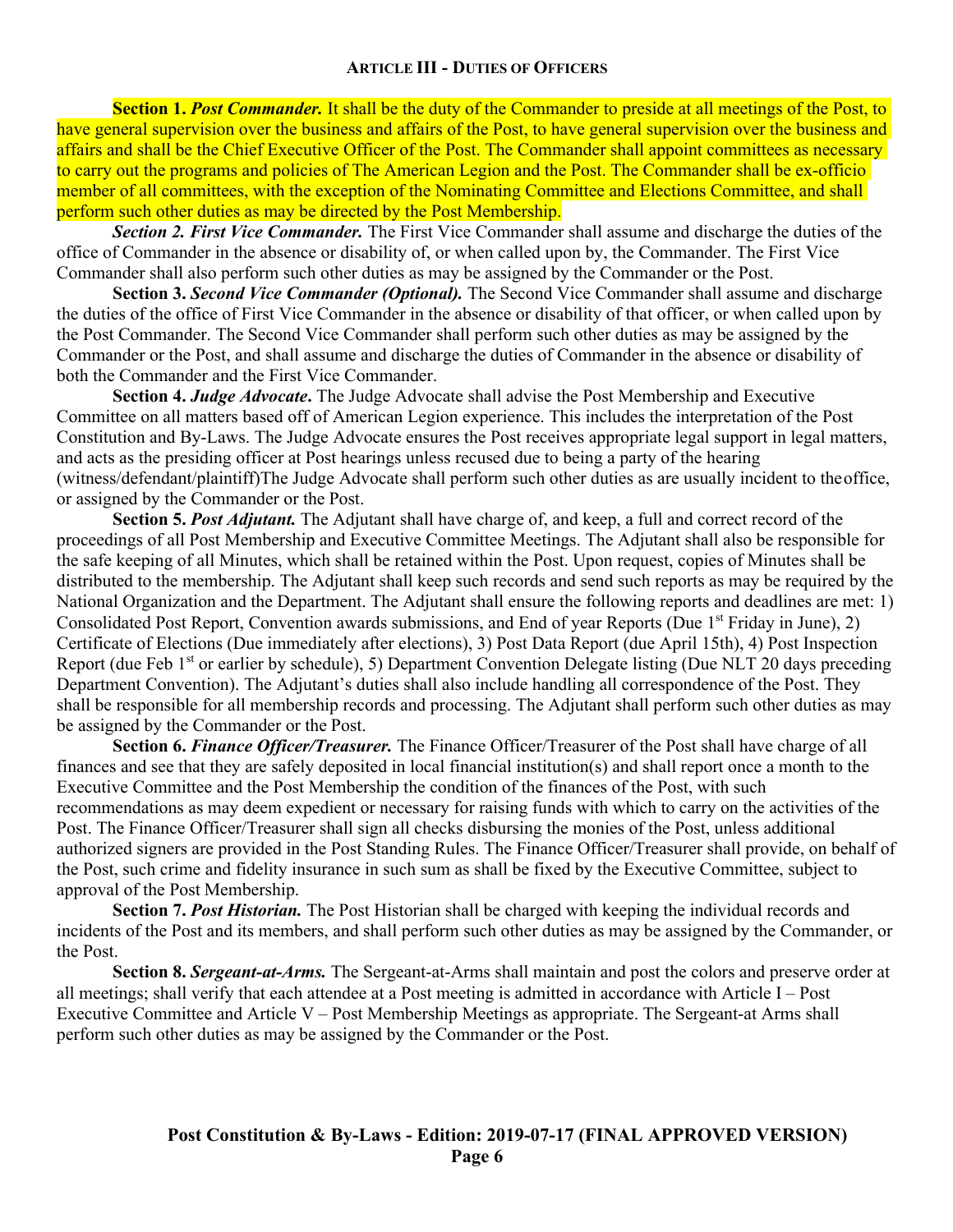### ARTICLE III - DUTIES OF OFFICERS

**Section 1. *Post Commander.*** It shall be the duty of the Commander to preside at all meetings of the Post, to have general supervision over the business and affairs of the Post, to have general supervision over the business and affairs and shall be the Chief Executive Officer of the Post. The Commander shall appoint committees as necessary to carry out the programs and policies of The American Legion and the Post. The Commander shall be ex-officio member of all committees, with the exception of the Nominating Committee and Elections Committee, and shall perform such other duties as may be directed by the Post Membership.

***Section 2. First Vice Commander.*** The First Vice Commander shall assume and discharge the duties of the office of Commander in the absence or disability of, or when called upon by, the Commander. The First Vice Commander shall also perform such other duties as may be assigned by the Commander or the Post.

**Section 3. *Second Vice Commander (Optional).*** The Second Vice Commander shall assume and discharge the duties of the office of First Vice Commander in the absence or disability of that officer, or when called upon by the Post Commander. The Second Vice Commander shall perform such other duties as may be assigned by the Commander or the Post, and shall assume and discharge the duties of Commander in the absence or disability of both the Commander and the First Vice Commander.

**Section 4. *Judge Advocate*.** The Judge Advocate shall advise the Post Membership and Executive Committee on all matters based off of American Legion experience. This includes the interpretation of the Post Constitution and By-Laws. The Judge Advocate ensures the Post receives appropriate legal support in legal matters, and acts as the presiding officer at Post hearings unless recused due to being a party of the hearing (witness/defendant/plaintiff)The Judge Advocate shall perform such other duties as are usually incident to theoffice, or assigned by the Commander or the Post.

**Section 5. *Post Adjutant.*** The Adjutant shall have charge of, and keep, a full and correct record of the proceedings of all Post Membership and Executive Committee Meetings. The Adjutant shall also be responsible for the safe keeping of all Minutes, which shall be retained within the Post. Upon request, copies of Minutes shall be distributed to the membership. The Adjutant shall keep such records and send such reports as may be required by the National Organization and the Department. The Adjutant shall ensure the following reports and deadlines are met: 1) Consolidated Post Report, Convention awards submissions, and End of year Reports (Due 1st Friday in June), 2) Certificate of Elections (Due immediately after elections), 3) Post Data Report (due April 15th), 4) Post Inspection Report (due Feb 1st or earlier by schedule), 5) Department Convention Delegate listing (Due NLT 20 days preceding Department Convention). The Adjutant's duties shall also include handling all correspondence of the Post. They shall be responsible for all membership records and processing. The Adjutant shall perform such other duties as may be assigned by the Commander or the Post.

**Section 6. *Finance Officer/Treasurer.*** The Finance Officer/Treasurer of the Post shall have charge of all finances and see that they are safely deposited in local financial institution(s) and shall report once a month to the Executive Committee and the Post Membership the condition of the finances of the Post, with such recommendations as may deem expedient or necessary for raising funds with which to carry on the activities of the Post. The Finance Officer/Treasurer shall sign all checks disbursing the monies of the Post, unless additional authorized signers are provided in the Post Standing Rules. The Finance Officer/Treasurer shall provide, on behalf of the Post, such crime and fidelity insurance in such sum as shall be fixed by the Executive Committee, subject to approval of the Post Membership.

**Section 7. *Post Historian.*** The Post Historian shall be charged with keeping the individual records and incidents of the Post and its members, and shall perform such other duties as may be assigned by the Commander, or the Post.

**Section 8. *Sergeant-at-Arms.*** The Sergeant-at-Arms shall maintain and post the colors and preserve order at all meetings; shall verify that each attendee at a Post meeting is admitted in accordance with Article I – Post Executive Committee and Article V – Post Membership Meetings as appropriate. The Sergeant-at Arms shall perform such other duties as may be assigned by the Commander or the Post.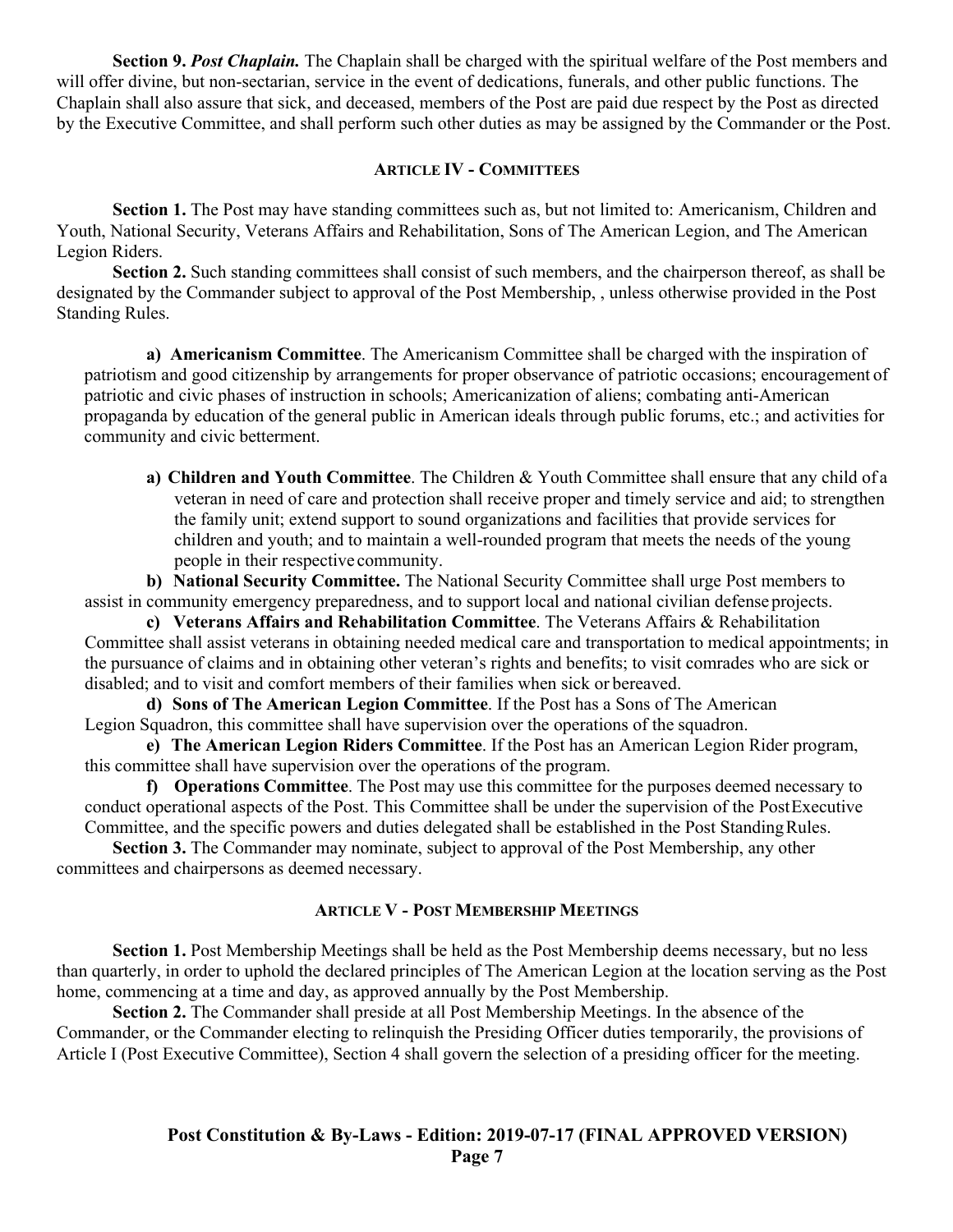**Section 9.** ***Post Chaplain.*** The Chaplain shall be charged with the spiritual welfare of the Post members and will offer divine, but non-sectarian, service in the event of dedications, funerals, and other public functions. The Chaplain shall also assure that sick, and deceased, members of the Post are paid due respect by the Post as directed by the Executive Committee, and shall perform such other duties as may be assigned by the Commander or the Post.

## ARTICLE IV - COMMITTEES

**Section 1.** The Post may have standing committees such as, but not limited to: Americanism, Children and Youth, National Security, Veterans Affairs and Rehabilitation, Sons of The American Legion, and The American Legion Riders.

**Section 2.** Such standing committees shall consist of such members, and the chairperson thereof, as shall be designated by the Commander subject to approval of the Post Membership, , unless otherwise provided in the Post Standing Rules.

a) **Americanism Committee**. The Americanism Committee shall be charged with the inspiration of patriotism and good citizenship by arrangements for proper observance of patriotic occasions; encouragement of patriotic and civic phases of instruction in schools; Americanization of aliens; combating anti-American propaganda by education of the general public in American ideals through public forums, etc.; and activities for community and civic betterment.

a) **Children and Youth Committee**. The Children & Youth Committee shall ensure that any child of a veteran in need of care and protection shall receive proper and timely service and aid; to strengthen the family unit; extend support to sound organizations and facilities that provide services for children and youth; and to maintain a well-rounded program that meets the needs of the young people in their respective community.

b) **National Security Committee.** The National Security Committee shall urge Post members to assist in community emergency preparedness, and to support local and national civilian defense projects.

c) **Veterans Affairs and Rehabilitation Committee**. The Veterans Affairs & Rehabilitation Committee shall assist veterans in obtaining needed medical care and transportation to medical appointments; in the pursuance of claims and in obtaining other veteran's rights and benefits; to visit comrades who are sick or disabled; and to visit and comfort members of their families when sick or bereaved.

d) **Sons of The American Legion Committee**. If the Post has a Sons of The American Legion Squadron, this committee shall have supervision over the operations of the squadron.

e) **The American Legion Riders Committee**. If the Post has an American Legion Rider program, this committee shall have supervision over the operations of the program.

f) **Operations Committee**. The Post may use this committee for the purposes deemed necessary to conduct operational aspects of the Post. This Committee shall be under the supervision of the Post Executive Committee, and the specific powers and duties delegated shall be established in the Post Standing Rules.

**Section 3.** The Commander may nominate, subject to approval of the Post Membership, any other committees and chairpersons as deemed necessary.

## ARTICLE V - POST MEMBERSHIP MEETINGS

**Section 1.** Post Membership Meetings shall be held as the Post Membership deems necessary, but no less than quarterly, in order to uphold the declared principles of The American Legion at the location serving as the Post home, commencing at a time and day, as approved annually by the Post Membership.

**Section 2.** The Commander shall preside at all Post Membership Meetings. In the absence of the Commander, or the Commander electing to relinquish the Presiding Officer duties temporarily, the provisions of Article I (Post Executive Committee), Section 4 shall govern the selection of a presiding officer for the meeting.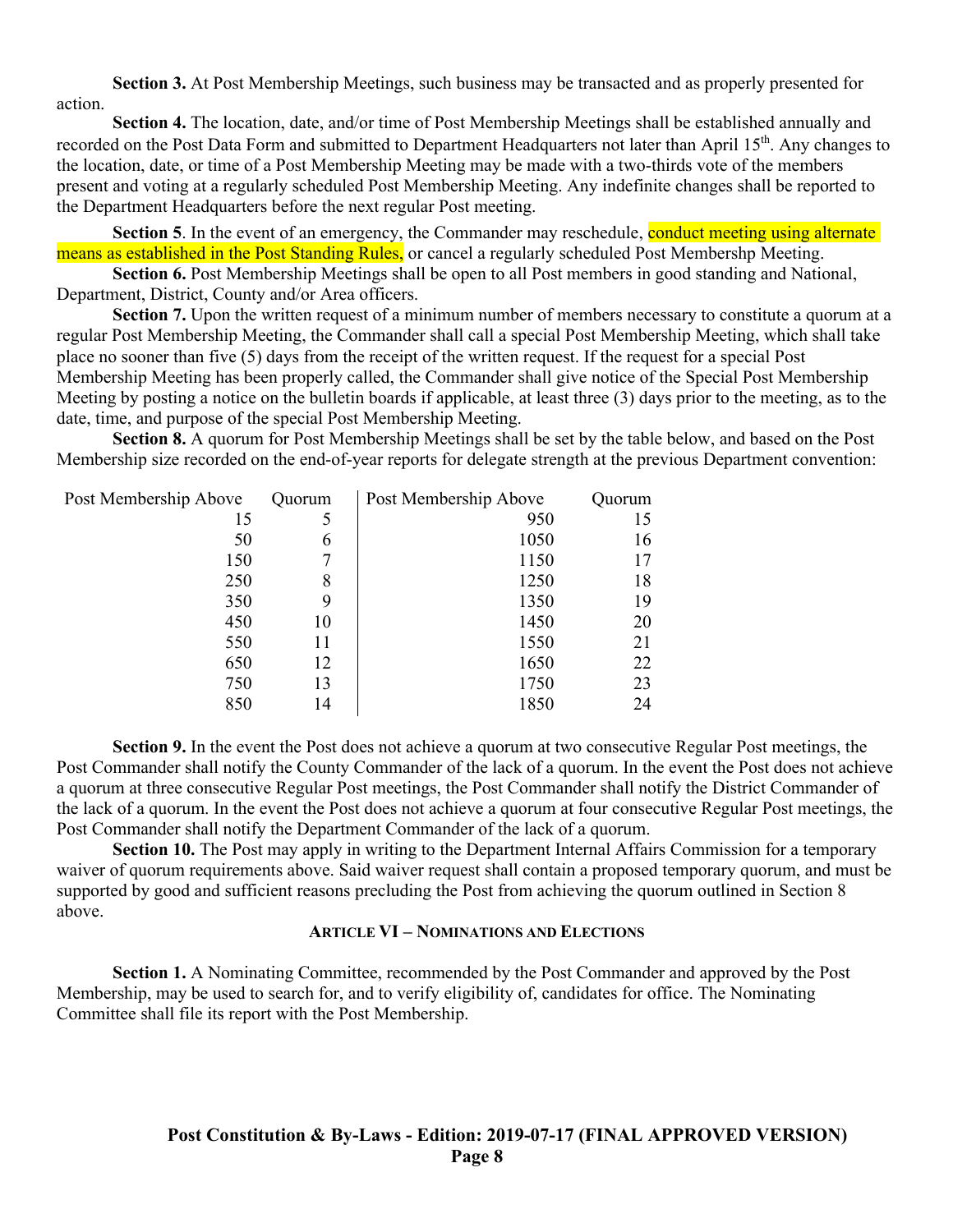**Section 3.** At Post Membership Meetings, such business may be transacted and as properly presented for action.

**Section 4.** The location, date, and/or time of Post Membership Meetings shall be established annually and recorded on the Post Data Form and submitted to Department Headquarters not later than April 15th. Any changes to the location, date, or time of a Post Membership Meeting may be made with a two-thirds vote of the members present and voting at a regularly scheduled Post Membership Meeting. Any indefinite changes shall be reported to the Department Headquarters before the next regular Post meeting.

**Section 5**. In the event of an emergency, the Commander may reschedule, conduct meeting using alternate means as established in the Post Standing Rules, or cancel a regularly scheduled Post Membershp Meeting.

**Section 6.** Post Membership Meetings shall be open to all Post members in good standing and National, Department, District, County and/or Area officers.

**Section 7.** Upon the written request of a minimum number of members necessary to constitute a quorum at a regular Post Membership Meeting, the Commander shall call a special Post Membership Meeting, which shall take place no sooner than five (5) days from the receipt of the written request. If the request for a special Post Membership Meeting has been properly called, the Commander shall give notice of the Special Post Membership Meeting by posting a notice on the bulletin boards if applicable, at least three (3) days prior to the meeting, as to the date, time, and purpose of the special Post Membership Meeting.

**Section 8.** A quorum for Post Membership Meetings shall be set by the table below, and based on the Post Membership size recorded on the end-of-year reports for delegate strength at the previous Department convention:

| Post Membership Above | Quorum | Post Membership Above | Quorum |
|---|---|---|---|
| 15 | 5 | 950 | 15 |
| 50 | 6 | 1050 | 16 |
| 150 | 7 | 1150 | 17 |
| 250 | 8 | 1250 | 18 |
| 350 | 9 | 1350 | 19 |
| 450 | 10 | 1450 | 20 |
| 550 | 11 | 1550 | 21 |
| 650 | 12 | 1650 | 22 |
| 750 | 13 | 1750 | 23 |
| 850 | 14 | 1850 | 24 |

**Section 9.** In the event the Post does not achieve a quorum at two consecutive Regular Post meetings, the Post Commander shall notify the County Commander of the lack of a quorum. In the event the Post does not achieve a quorum at three consecutive Regular Post meetings, the Post Commander shall notify the District Commander of the lack of a quorum. In the event the Post does not achieve a quorum at four consecutive Regular Post meetings, the Post Commander shall notify the Department Commander of the lack of a quorum.

**Section 10.** The Post may apply in writing to the Department Internal Affairs Commission for a temporary waiver of quorum requirements above. Said waiver request shall contain a proposed temporary quorum, and must be supported by good and sufficient reasons precluding the Post from achieving the quorum outlined in Section 8 above.

## ARTICLE VI – NOMINATIONS AND ELECTIONS

**Section 1.** A Nominating Committee, recommended by the Post Commander and approved by the Post Membership, may be used to search for, and to verify eligibility of, candidates for office. The Nominating Committee shall file its report with the Post Membership.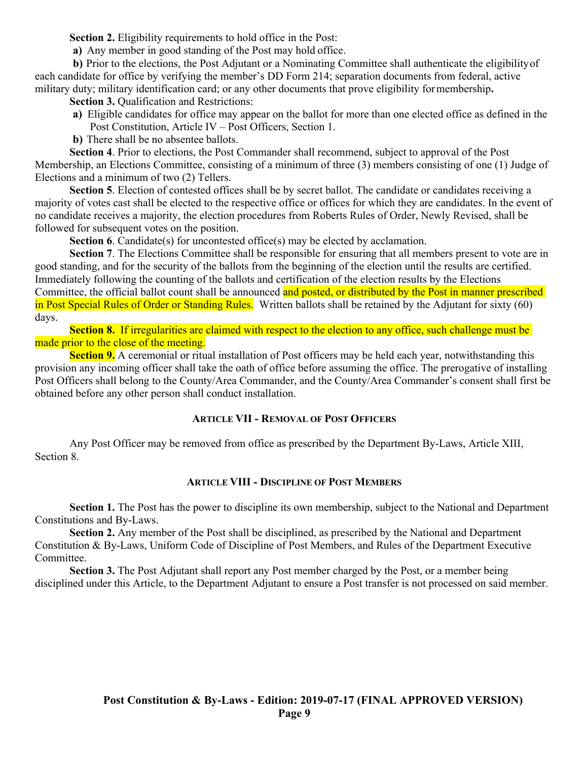**Section 2.** Eligibility requirements to hold office in the Post:

**a)** Any member in good standing of the Post may hold office.

**b)** Prior to the elections, the Post Adjutant or a Nominating Committee shall authenticate the eligibility of each candidate for office by verifying the member's DD Form 214; separation documents from federal, active military duty; military identification card; or any other documents that prove eligibility for membership**.**

**Section 3.** Qualification and Restrictions:

**a)** Eligible candidates for office may appear on the ballot for more than one elected office as defined in the Post Constitution, Article IV – Post Officers, Section 1.

**b)** There shall be no absentee ballots.

**Section 4**. Prior to elections, the Post Commander shall recommend, subject to approval of the Post Membership, an Elections Committee, consisting of a minimum of three (3) members consisting of one (1) Judge of Elections and a minimum of two (2) Tellers.

**Section 5**. Election of contested offices shall be by secret ballot. The candidate or candidates receiving a majority of votes cast shall be elected to the respective office or offices for which they are candidates. In the event of no candidate receives a majority, the election procedures from Roberts Rules of Order, Newly Revised, shall be followed for subsequent votes on the position.

**Section 6**. Candidate(s) for uncontested office(s) may be elected by acclamation.

**Section 7**. The Elections Committee shall be responsible for ensuring that all members present to vote are in good standing, and for the security of the ballots from the beginning of the election until the results are certified. Immediately following the counting of the ballots and certification of the election results by the Elections Committee, the official ballot count shall be announced and posted, or distributed by the Post in manner prescribed in Post Special Rules of Order or Standing Rules. Written ballots shall be retained by the Adjutant for sixty (60) days.

**Section 8.** If irregularities are claimed with respect to the election to any office, such challenge must be made prior to the close of the meeting.

**Section 9.** A ceremonial or ritual installation of Post officers may be held each year, notwithstanding this provision any incoming officer shall take the oath of office before assuming the office. The prerogative of installing Post Officers shall belong to the County/Area Commander, and the County/Area Commander's consent shall first be obtained before any other person shall conduct installation.

## ARTICLE VII - REMOVAL OF POST OFFICERS

Any Post Officer may be removed from office as prescribed by the Department By-Laws, Article XIII, Section 8.

## ARTICLE VIII - DISCIPLINE OF POST MEMBERS

**Section 1.** The Post has the power to discipline its own membership, subject to the National and Department Constitutions and By-Laws.

**Section 2.** Any member of the Post shall be disciplined, as prescribed by the National and Department Constitution & By-Laws, Uniform Code of Discipline of Post Members, and Rules of the Department Executive Committee.

**Section 3.** The Post Adjutant shall report any Post member charged by the Post, or a member being disciplined under this Article, to the Department Adjutant to ensure a Post transfer is not processed on said member.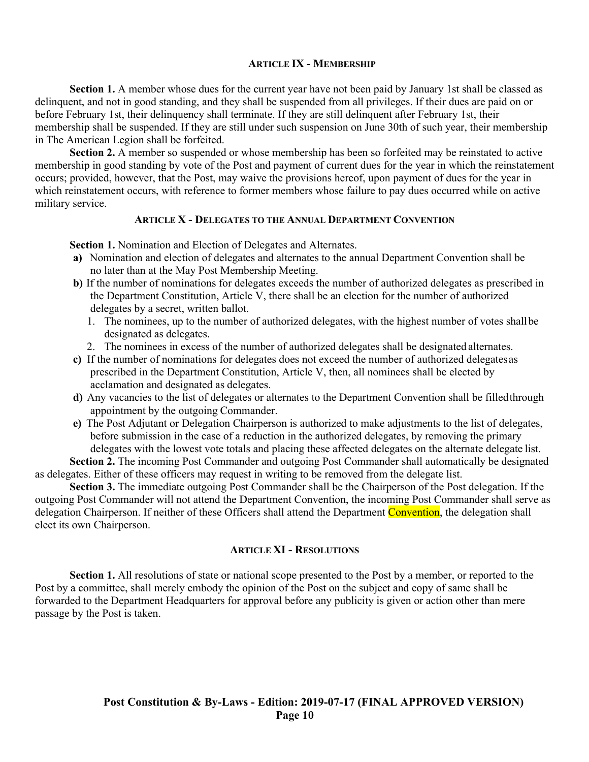## ARTICLE IX - MEMBERSHIP

**Section 1.** A member whose dues for the current year have not been paid by January 1st shall be classed as delinquent, and not in good standing, and they shall be suspended from all privileges. If their dues are paid on or before February 1st, their delinquency shall terminate. If they are still delinquent after February 1st, their membership shall be suspended. If they are still under such suspension on June 30th of such year, their membership in The American Legion shall be forfeited.

**Section 2.** A member so suspended or whose membership has been so forfeited may be reinstated to active membership in good standing by vote of the Post and payment of current dues for the year in which the reinstatement occurs; provided, however, that the Post, may waive the provisions hereof, upon payment of dues for the year in which reinstatement occurs, with reference to former members whose failure to pay dues occurred while on active military service.

## ARTICLE X - DELEGATES TO THE ANNUAL DEPARTMENT CONVENTION

**Section 1.** Nomination and Election of Delegates and Alternates.

- **a)** Nomination and election of delegates and alternates to the annual Department Convention shall be no later than at the May Post Membership Meeting.
- **b)** If the number of nominations for delegates exceeds the number of authorized delegates as prescribed in the Department Constitution, Article V, there shall be an election for the number of authorized delegates by a secret, written ballot.
  1. The nominees, up to the number of authorized delegates, with the highest number of votes shall be designated as delegates.
  2. The nominees in excess of the number of authorized delegates shall be designated alternates.
- **c)** If the number of nominations for delegates does not exceed the number of authorized delegates as prescribed in the Department Constitution, Article V, then, all nominees shall be elected by acclamation and designated as delegates.
- **d)** Any vacancies to the list of delegates or alternates to the Department Convention shall be filled through appointment by the outgoing Commander.
- **e)** The Post Adjutant or Delegation Chairperson is authorized to make adjustments to the list of delegates, before submission in the case of a reduction in the authorized delegates, by removing the primary delegates with the lowest vote totals and placing these affected delegates on the alternate delegate list.

**Section 2.** The incoming Post Commander and outgoing Post Commander shall automatically be designated as delegates. Either of these officers may request in writing to be removed from the delegate list.

**Section 3.** The immediate outgoing Post Commander shall be the Chairperson of the Post delegation. If the outgoing Post Commander will not attend the Department Convention, the incoming Post Commander shall serve as delegation Chairperson. If neither of these Officers shall attend the Department Convention, the delegation shall elect its own Chairperson.

## ARTICLE XI - RESOLUTIONS

**Section 1.** All resolutions of state or national scope presented to the Post by a member, or reported to the Post by a committee, shall merely embody the opinion of the Post on the subject and copy of same shall be forwarded to the Department Headquarters for approval before any publicity is given or action other than mere passage by the Post is taken.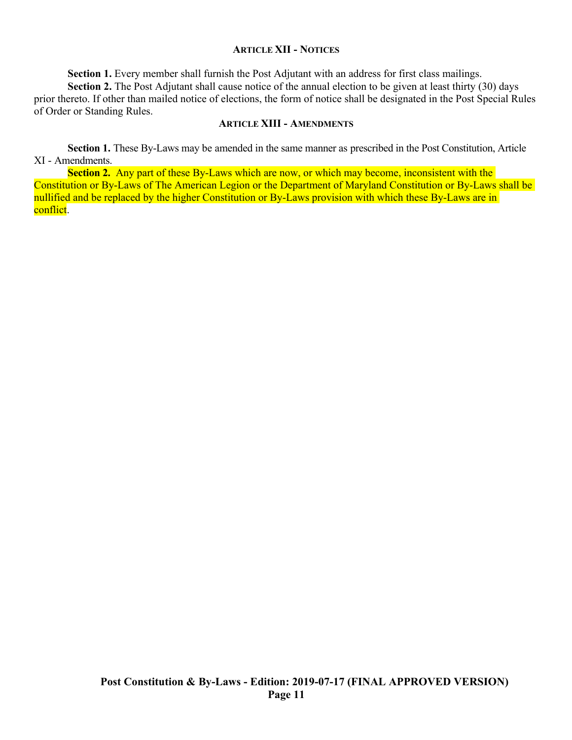## Article XII - Notices

**Section 1.** Every member shall furnish the Post Adjutant with an address for first class mailings.

**Section 2.** The Post Adjutant shall cause notice of the annual election to be given at least thirty (30) days prior thereto. If other than mailed notice of elections, the form of notice shall be designated in the Post Special Rules of Order or Standing Rules.

## Article XIII - Amendments

**Section 1.** These By-Laws may be amended in the same manner as prescribed in the Post Constitution, Article XI - Amendments.

**Section 2.** Any part of these By-Laws which are now, or which may become, inconsistent with the Constitution or By-Laws of The American Legion or the Department of Maryland Constitution or By-Laws shall be nullified and be replaced by the higher Constitution or By-Laws provision with which these By-Laws are in conflict.